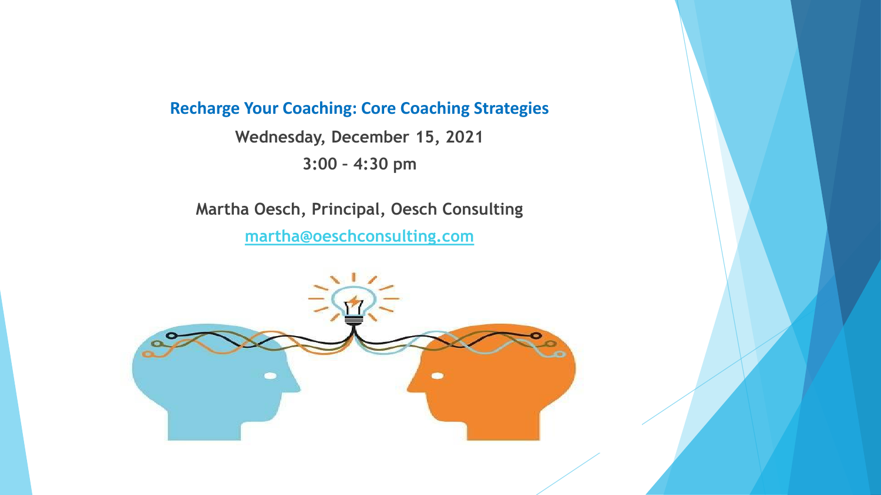# Recharge Your Coaching: Core Coaching Strategies

**Wednesday, December 15, 2021**

**3:00 – 4:30 pm**

**Martha Oesch, Principal, Oesch Consulting**

[martha@oeschconsulting.com](mailto:martha@oeschconsulting.com)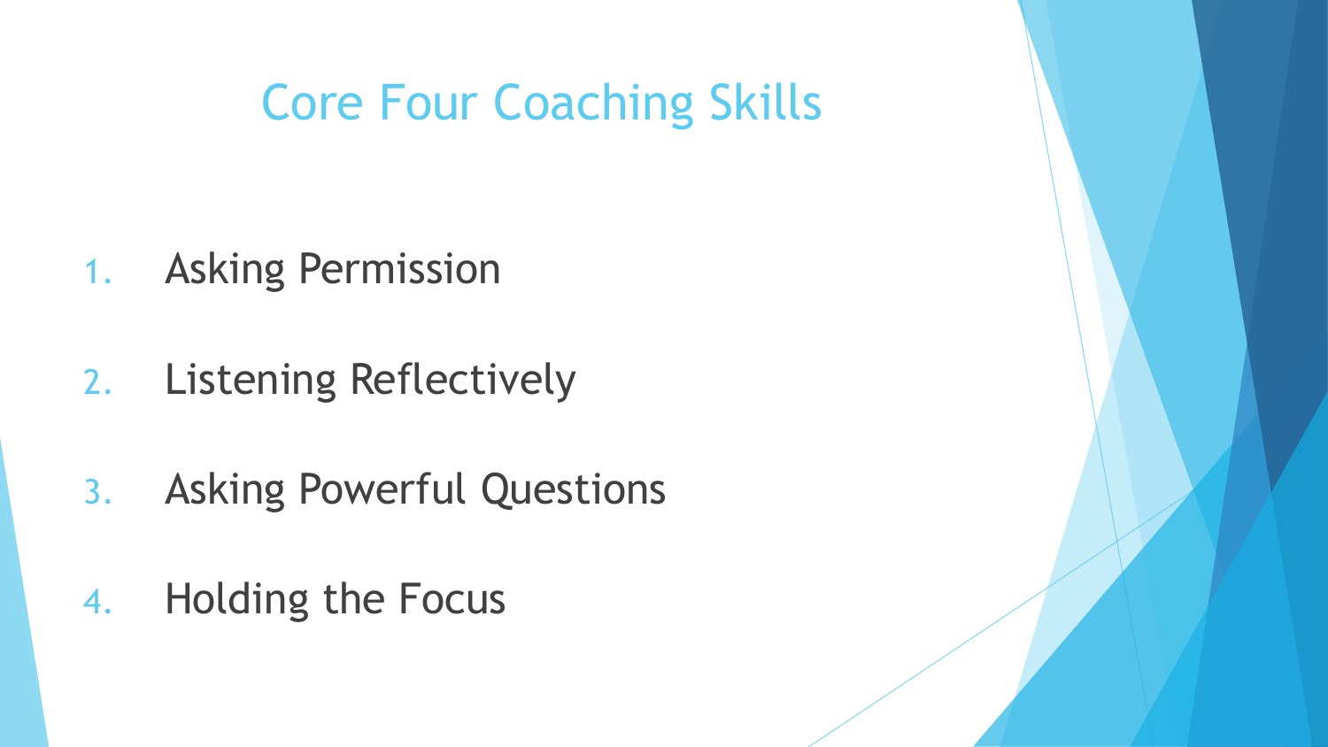# Core Four Coaching Skills

1. Asking Permission
2. Listening Reflectively
3. Asking Powerful Questions
4. Holding the Focus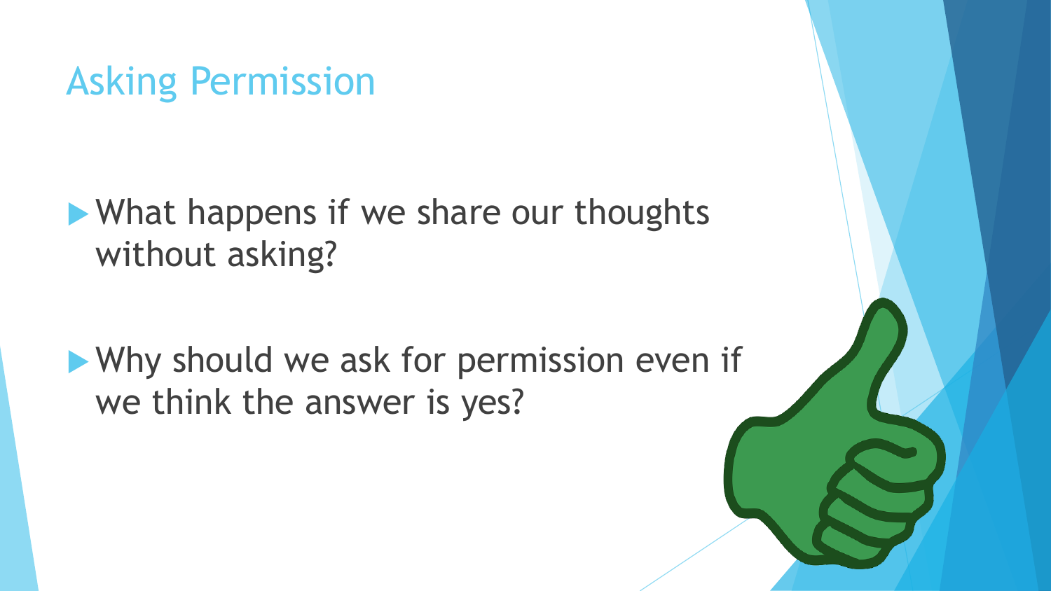# Asking Permission

- What happens if we share our thoughts without asking?
- Why should we ask for permission even if we think the answer is yes?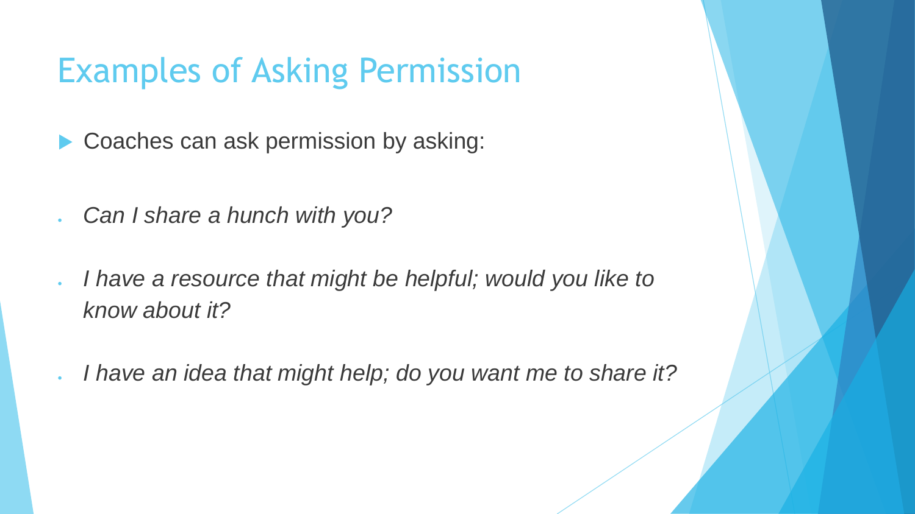# Examples of Asking Permission

- Coaches can ask permission by asking:

- *Can I share a hunch with you?*
- *I have a resource that might be helpful; would you like to know about it?*
- *I have an idea that might help; do you want me to share it?*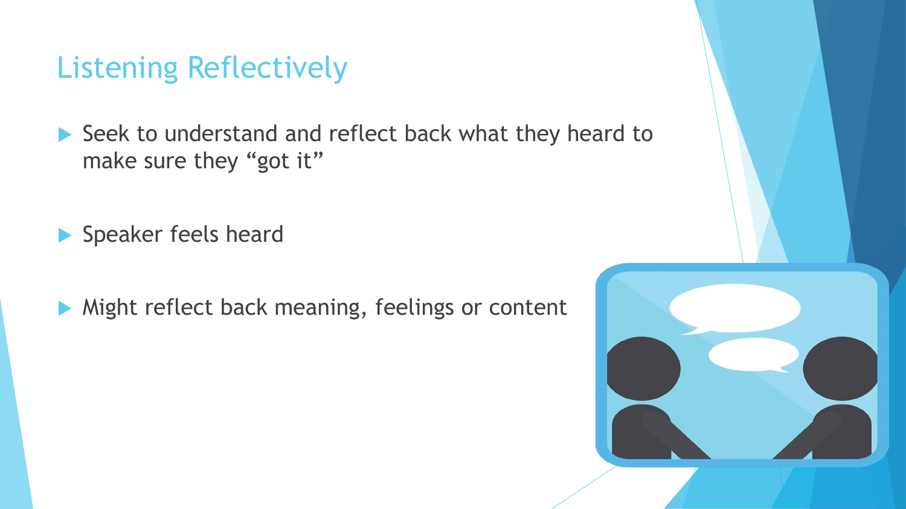# Listening Reflectively

- Seek to understand and reflect back what they heard to make sure they "got it"
- Speaker feels heard
- Might reflect back meaning, feelings or content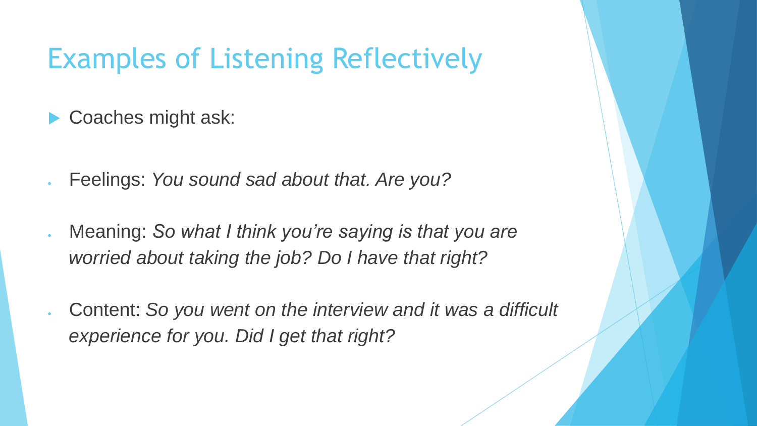# Examples of Listening Reflectively

- Coaches might ask:

- Feelings: *You sound sad about that. Are you?*
- Meaning: *So what I think you're saying is that you are worried about taking the job? Do I have that right?*
- Content: *So you went on the interview and it was a difficult experience for you. Did I get that right?*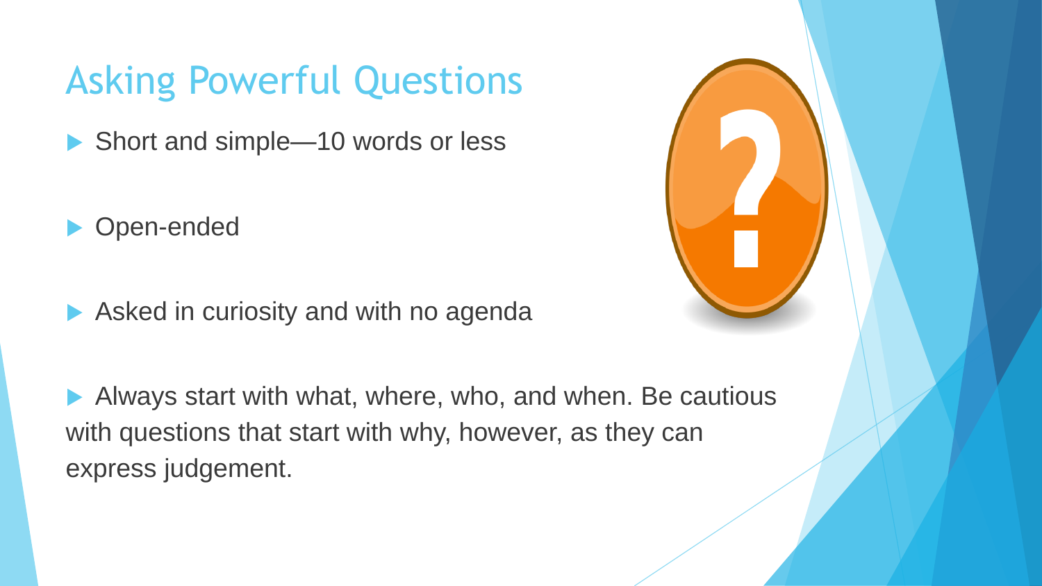# Asking Powerful Questions

- Short and simple—10 words or less
- Open-ended
- Asked in curiosity and with no agenda
- Always start with what, where, who, and when. Be cautious with questions that start with why, however, as they can express judgement.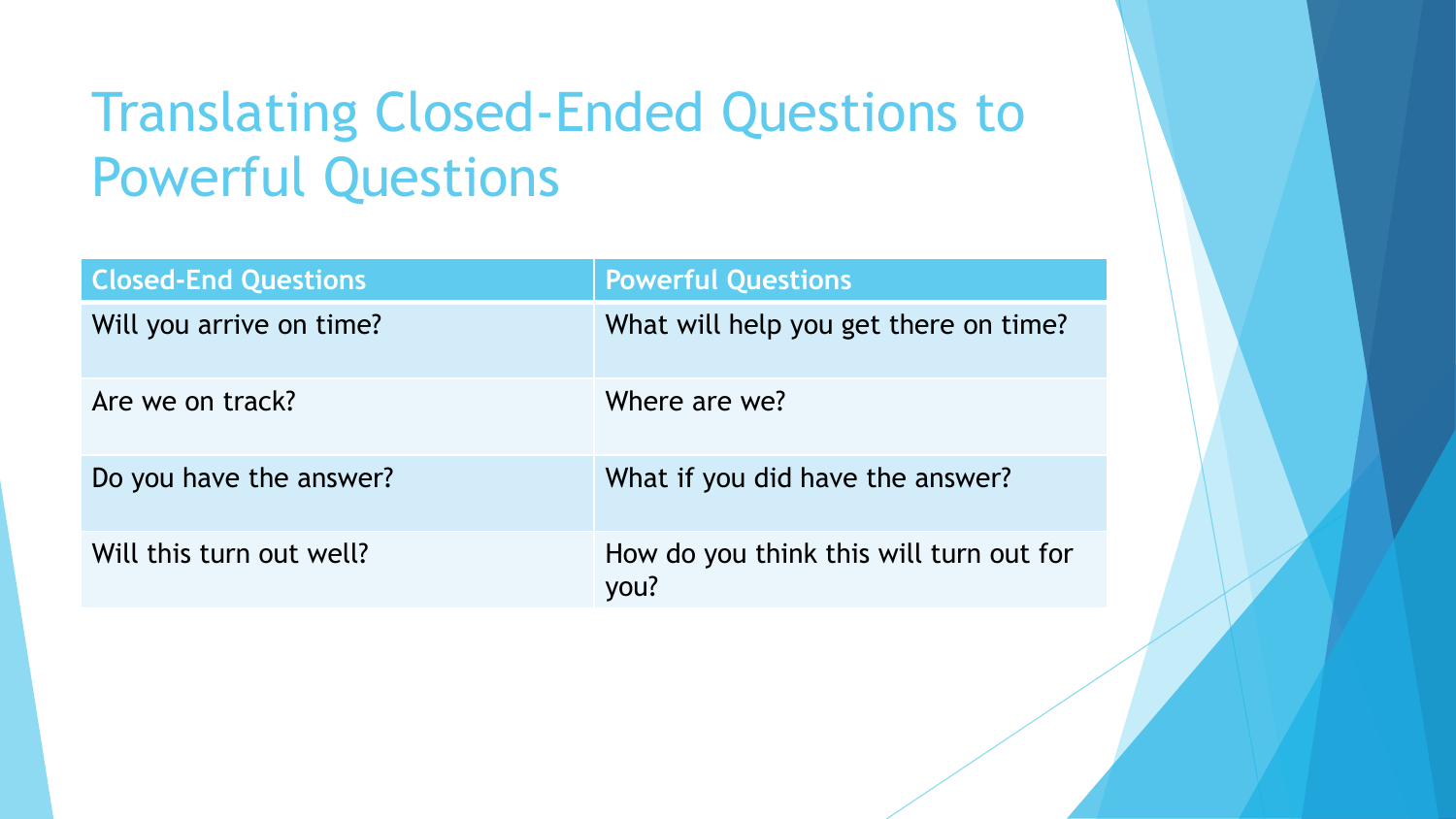# Translating Closed-Ended Questions to Powerful Questions

| Closed-End Questions | Powerful Questions |
| --- | --- |
| Will you arrive on time? | What will help you get there on time? |
| Are we on track? | Where are we? |
| Do you have the answer? | What if you did have the answer? |
| Will this turn out well? | How do you think this will turn out for you? |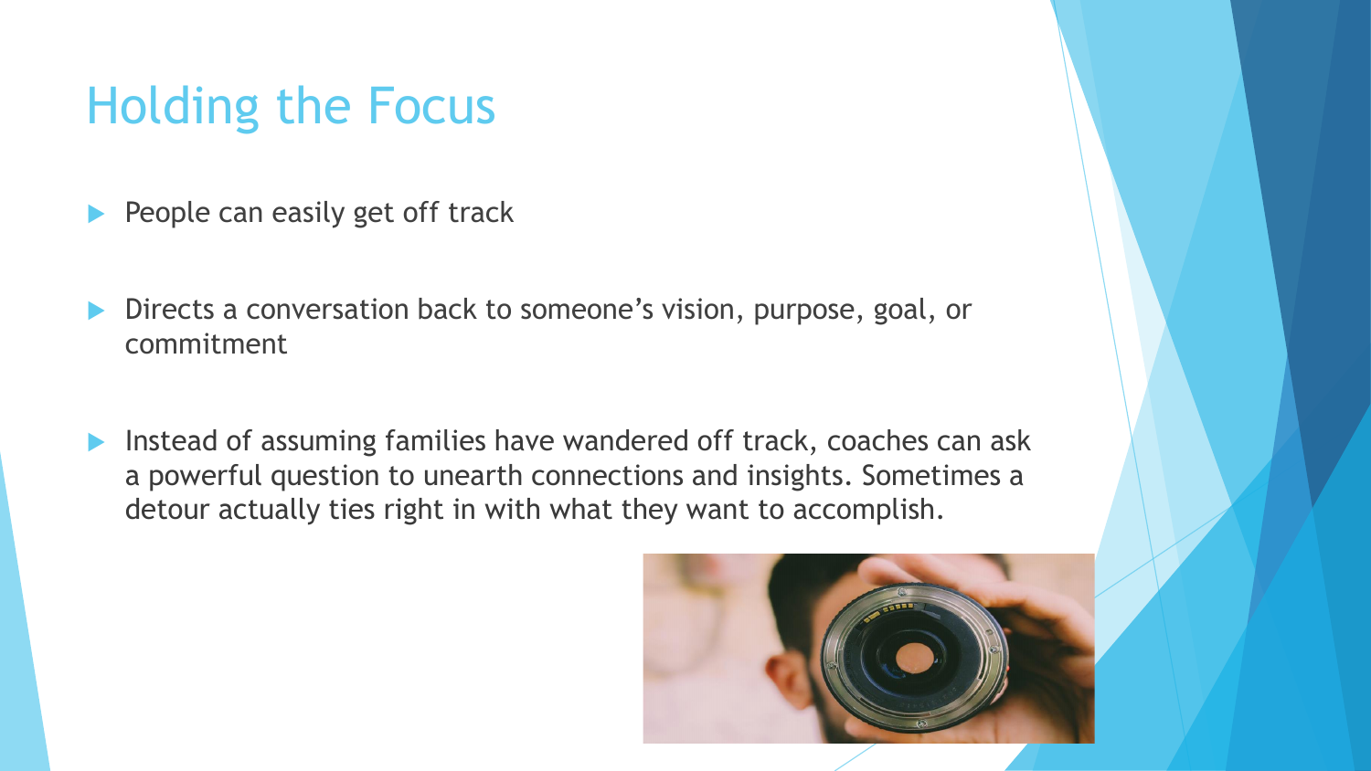# Holding the Focus

- People can easily get off track
- Directs a conversation back to someone's vision, purpose, goal, or commitment
- Instead of assuming families have wandered off track, coaches can ask a powerful question to unearth connections and insights. Sometimes a detour actually ties right in with what they want to accomplish.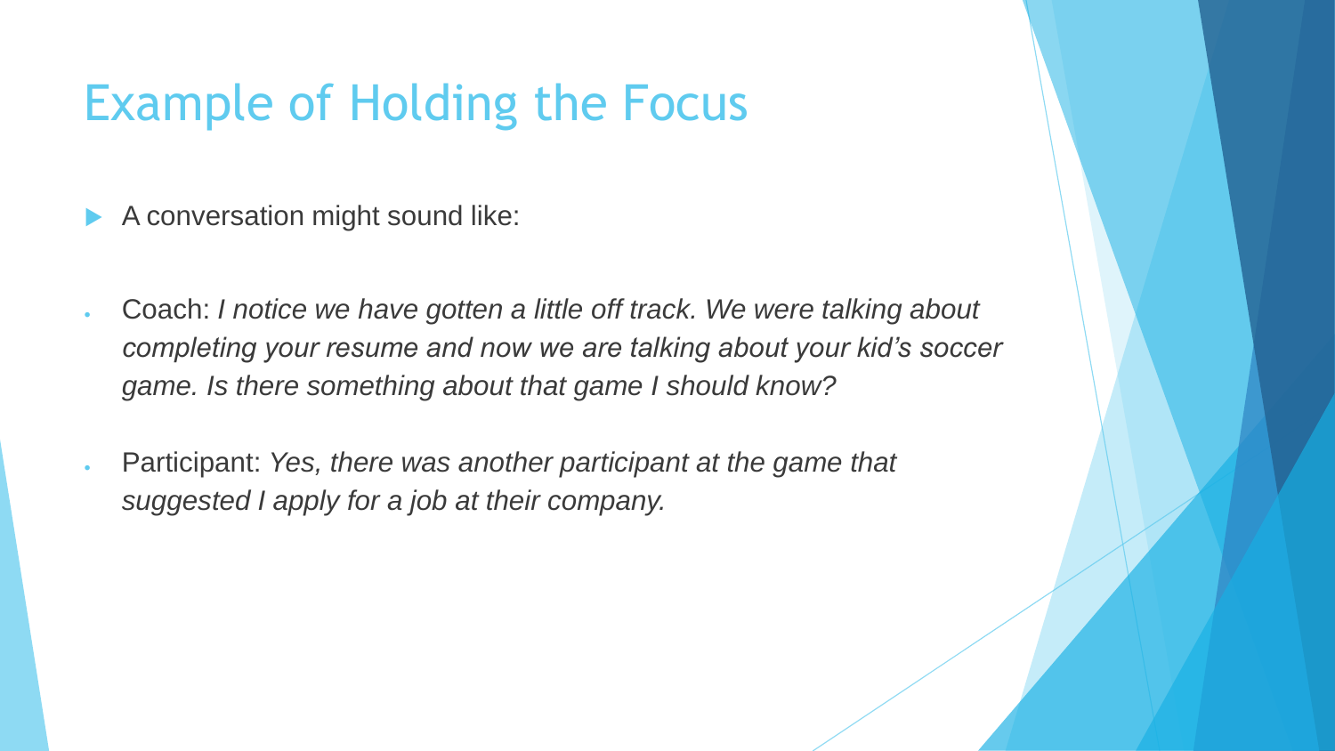# Example of Holding the Focus

- A conversation might sound like:

- Coach: *I notice we have gotten a little off track. We were talking about completing your resume and now we are talking about your kid's soccer game. Is there something about that game I should know?*
- Participant: *Yes, there was another participant at the game that suggested I apply for a job at their company.*